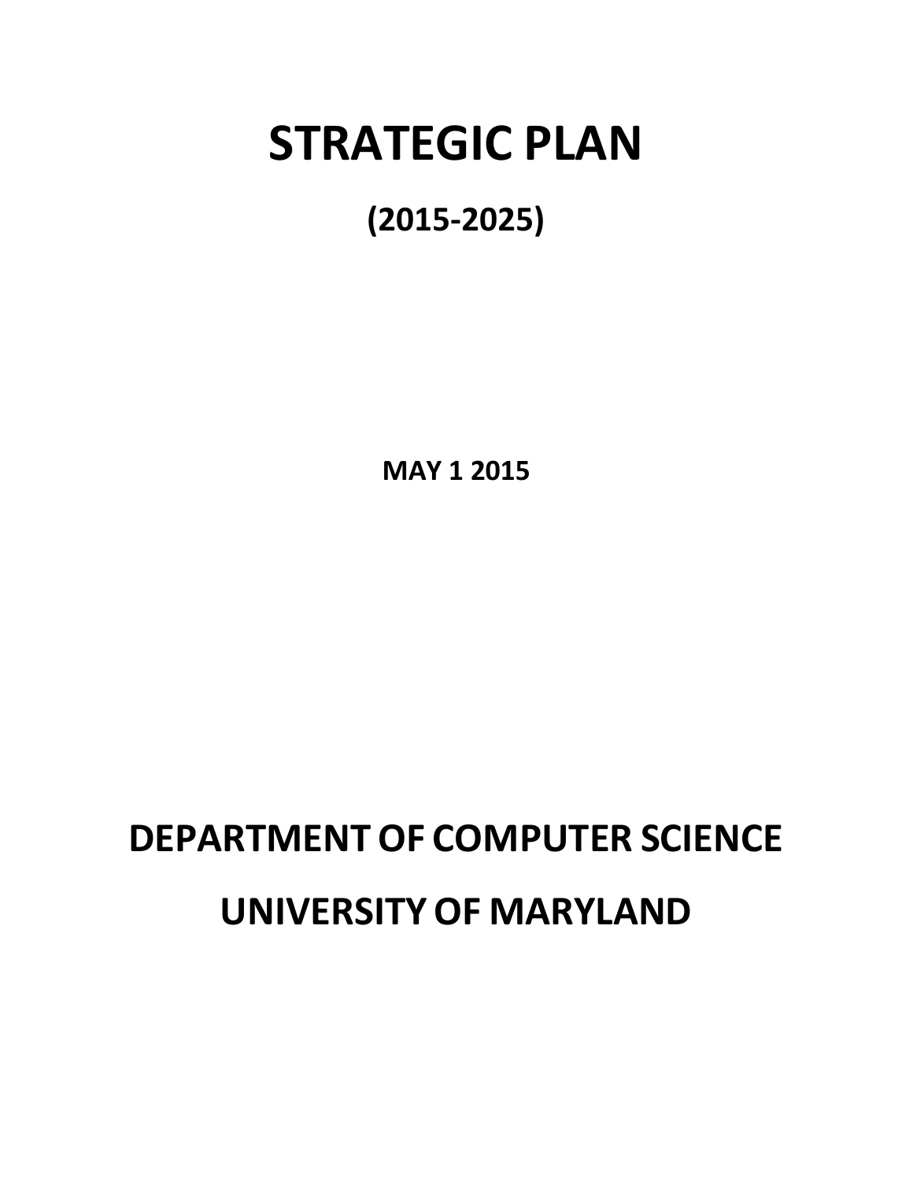# STRATEGIC PLAN

## (2015-2025)

**MAY 1 2015**

# DEPARTMENT OF COMPUTER SCIENCE

# UNIVERSITY OF MARYLAND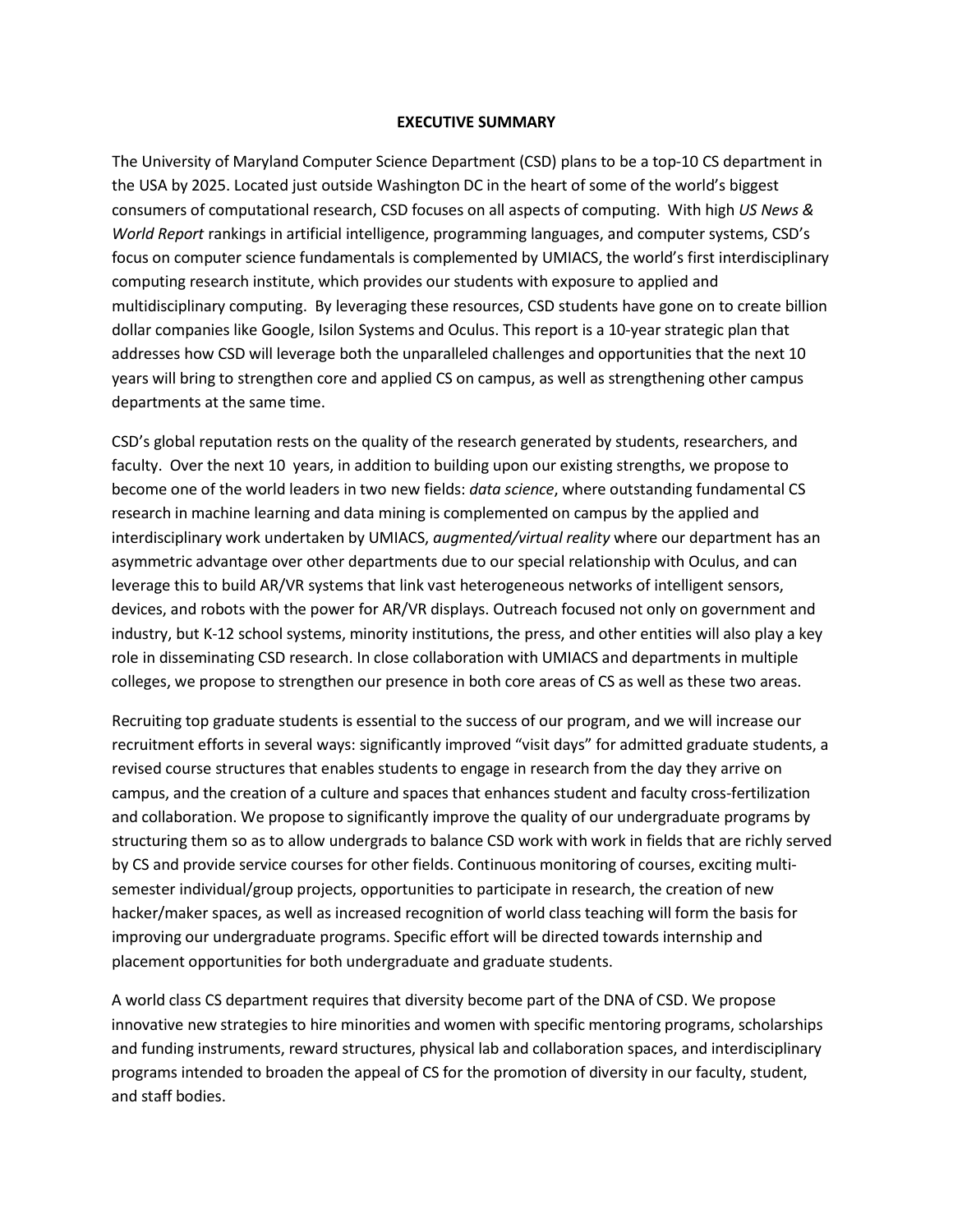**EXECUTIVE SUMMARY**

The University of Maryland Computer Science Department (CSD) plans to be a top-10 CS department in the USA by 2025. Located just outside Washington DC in the heart of some of the world's biggest consumers of computational research, CSD focuses on all aspects of computing. With high *US News & World Report* rankings in artificial intelligence, programming languages, and computer systems, CSD's focus on computer science fundamentals is complemented by UMIACS, the world's first interdisciplinary computing research institute, which provides our students with exposure to applied and multidisciplinary computing. By leveraging these resources, CSD students have gone on to create billion dollar companies like Google, Isilon Systems and Oculus. This report is a 10-year strategic plan that addresses how CSD will leverage both the unparalleled challenges and opportunities that the next 10 years will bring to strengthen core and applied CS on campus, as well as strengthening other campus departments at the same time.

CSD's global reputation rests on the quality of the research generated by students, researchers, and faculty. Over the next 10 years, in addition to building upon our existing strengths, we propose to become one of the world leaders in two new fields: *data science*, where outstanding fundamental CS research in machine learning and data mining is complemented on campus by the applied and interdisciplinary work undertaken by UMIACS, *augmented/virtual reality* where our department has an asymmetric advantage over other departments due to our special relationship with Oculus, and can leverage this to build AR/VR systems that link vast heterogeneous networks of intelligent sensors, devices, and robots with the power for AR/VR displays. Outreach focused not only on government and industry, but K-12 school systems, minority institutions, the press, and other entities will also play a key role in disseminating CSD research. In close collaboration with UMIACS and departments in multiple colleges, we propose to strengthen our presence in both core areas of CS as well as these two areas.

Recruiting top graduate students is essential to the success of our program, and we will increase our recruitment efforts in several ways: significantly improved "visit days" for admitted graduate students, a revised course structures that enables students to engage in research from the day they arrive on campus, and the creation of a culture and spaces that enhances student and faculty cross-fertilization and collaboration. We propose to significantly improve the quality of our undergraduate programs by structuring them so as to allow undergrads to balance CSD work with work in fields that are richly served by CS and provide service courses for other fields. Continuous monitoring of courses, exciting multi-semester individual/group projects, opportunities to participate in research, the creation of new hacker/maker spaces, as well as increased recognition of world class teaching will form the basis for improving our undergraduate programs. Specific effort will be directed towards internship and placement opportunities for both undergraduate and graduate students.

A world class CS department requires that diversity become part of the DNA of CSD. We propose innovative new strategies to hire minorities and women with specific mentoring programs, scholarships and funding instruments, reward structures, physical lab and collaboration spaces, and interdisciplinary programs intended to broaden the appeal of CS for the promotion of diversity in our faculty, student, and staff bodies.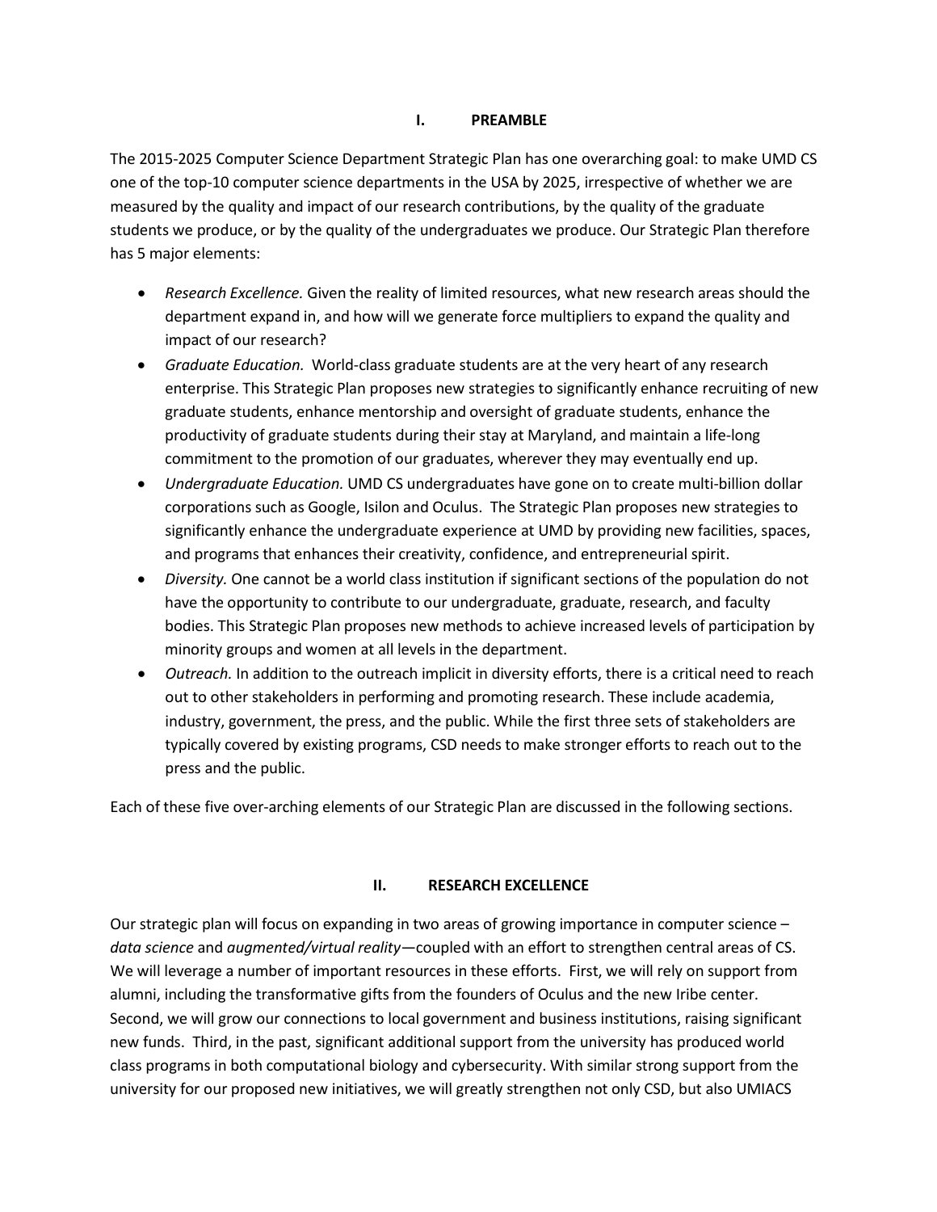## I. PREAMBLE

The 2015-2025 Computer Science Department Strategic Plan has one overarching goal: to make UMD CS one of the top-10 computer science departments in the USA by 2025, irrespective of whether we are measured by the quality and impact of our research contributions, by the quality of the graduate students we produce, or by the quality of the undergraduates we produce. Our Strategic Plan therefore has 5 major elements:

- *Research Excellence.* Given the reality of limited resources, what new research areas should the department expand in, and how will we generate force multipliers to expand the quality and impact of our research?
- *Graduate Education.* World-class graduate students are at the very heart of any research enterprise. This Strategic Plan proposes new strategies to significantly enhance recruiting of new graduate students, enhance mentorship and oversight of graduate students, enhance the productivity of graduate students during their stay at Maryland, and maintain a life-long commitment to the promotion of our graduates, wherever they may eventually end up.
- *Undergraduate Education.* UMD CS undergraduates have gone on to create multi-billion dollar corporations such as Google, Isilon and Oculus. The Strategic Plan proposes new strategies to significantly enhance the undergraduate experience at UMD by providing new facilities, spaces, and programs that enhances their creativity, confidence, and entrepreneurial spirit.
- *Diversity.* One cannot be a world class institution if significant sections of the population do not have the opportunity to contribute to our undergraduate, graduate, research, and faculty bodies. This Strategic Plan proposes new methods to achieve increased levels of participation by minority groups and women at all levels in the department.
- *Outreach.* In addition to the outreach implicit in diversity efforts, there is a critical need to reach out to other stakeholders in performing and promoting research. These include academia, industry, government, the press, and the public. While the first three sets of stakeholders are typically covered by existing programs, CSD needs to make stronger efforts to reach out to the press and the public.

Each of these five over-arching elements of our Strategic Plan are discussed in the following sections.

## II. RESEARCH EXCELLENCE

Our strategic plan will focus on expanding in two areas of growing importance in computer science – *data science* and *augmented/virtual reality*—coupled with an effort to strengthen central areas of CS. We will leverage a number of important resources in these efforts. First, we will rely on support from alumni, including the transformative gifts from the founders of Oculus and the new Iribe center. Second, we will grow our connections to local government and business institutions, raising significant new funds. Third, in the past, significant additional support from the university has produced world class programs in both computational biology and cybersecurity. With similar strong support from the university for our proposed new initiatives, we will greatly strengthen not only CSD, but also UMIACS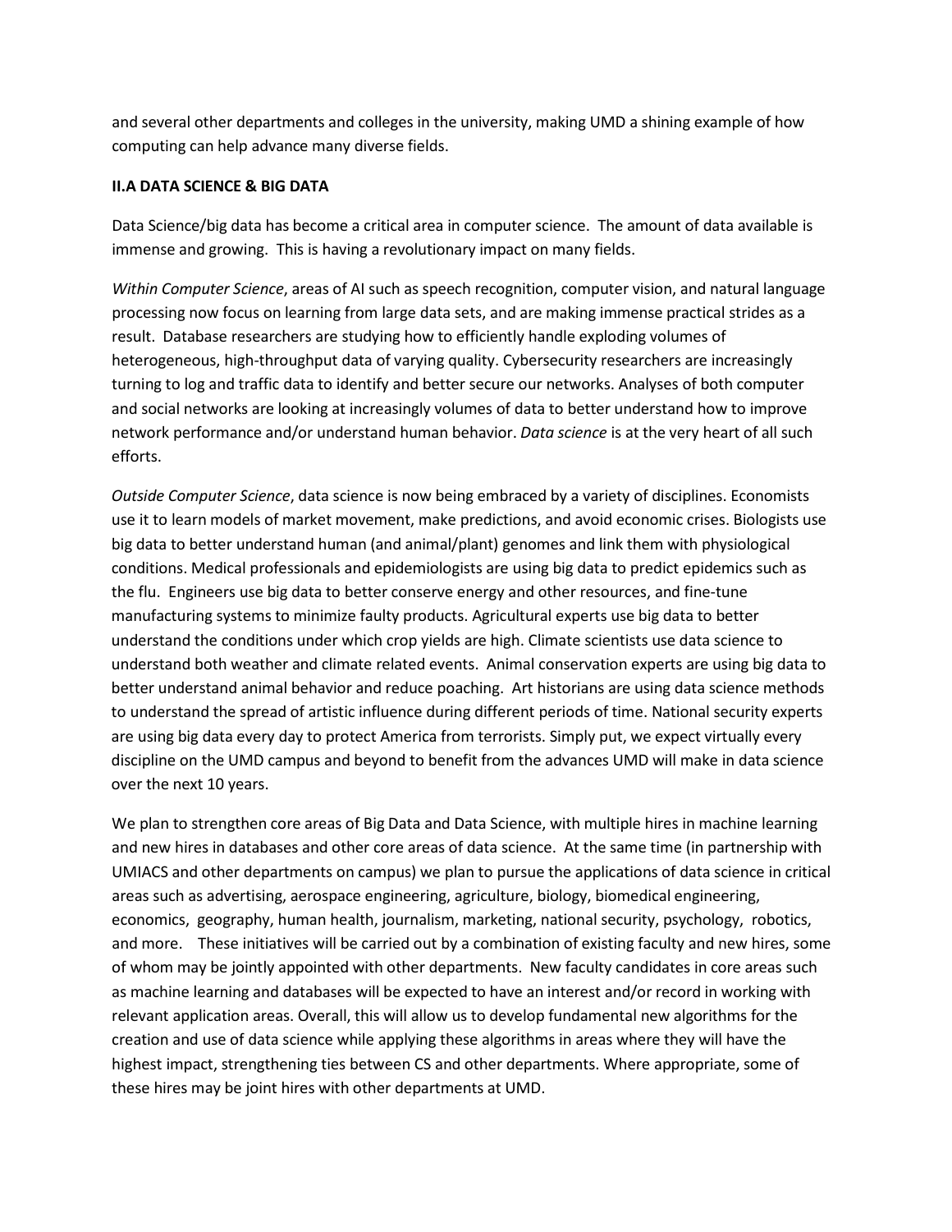and several other departments and colleges in the university, making UMD a shining example of how computing can help advance many diverse fields.

### II.A DATA SCIENCE & BIG DATA

Data Science/big data has become a critical area in computer science. The amount of data available is immense and growing. This is having a revolutionary impact on many fields.

*Within Computer Science*, areas of AI such as speech recognition, computer vision, and natural language processing now focus on learning from large data sets, and are making immense practical strides as a result. Database researchers are studying how to efficiently handle exploding volumes of heterogeneous, high-throughput data of varying quality. Cybersecurity researchers are increasingly turning to log and traffic data to identify and better secure our networks. Analyses of both computer and social networks are looking at increasingly volumes of data to better understand how to improve network performance and/or understand human behavior. *Data science* is at the very heart of all such efforts.

*Outside Computer Science*, data science is now being embraced by a variety of disciplines. Economists use it to learn models of market movement, make predictions, and avoid economic crises. Biologists use big data to better understand human (and animal/plant) genomes and link them with physiological conditions. Medical professionals and epidemiologists are using big data to predict epidemics such as the flu. Engineers use big data to better conserve energy and other resources, and fine-tune manufacturing systems to minimize faulty products. Agricultural experts use big data to better understand the conditions under which crop yields are high. Climate scientists use data science to understand both weather and climate related events. Animal conservation experts are using big data to better understand animal behavior and reduce poaching. Art historians are using data science methods to understand the spread of artistic influence during different periods of time. National security experts are using big data every day to protect America from terrorists. Simply put, we expect virtually every discipline on the UMD campus and beyond to benefit from the advances UMD will make in data science over the next 10 years.

We plan to strengthen core areas of Big Data and Data Science, with multiple hires in machine learning and new hires in databases and other core areas of data science. At the same time (in partnership with UMIACS and other departments on campus) we plan to pursue the applications of data science in critical areas such as advertising, aerospace engineering, agriculture, biology, biomedical engineering, economics, geography, human health, journalism, marketing, national security, psychology, robotics, and more. These initiatives will be carried out by a combination of existing faculty and new hires, some of whom may be jointly appointed with other departments. New faculty candidates in core areas such as machine learning and databases will be expected to have an interest and/or record in working with relevant application areas. Overall, this will allow us to develop fundamental new algorithms for the creation and use of data science while applying these algorithms in areas where they will have the highest impact, strengthening ties between CS and other departments. Where appropriate, some of these hires may be joint hires with other departments at UMD.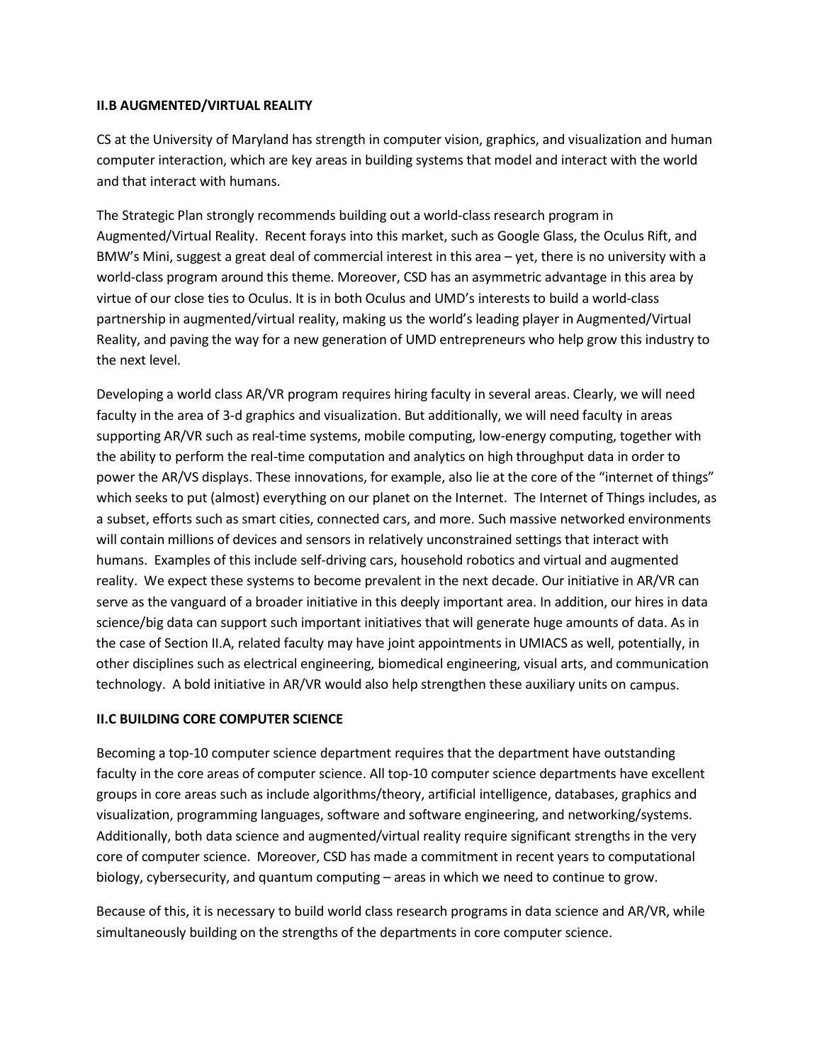### II.B AUGMENTED/VIRTUAL REALITY

CS at the University of Maryland has strength in computer vision, graphics, and visualization and human computer interaction, which are key areas in building systems that model and interact with the world and that interact with humans.

The Strategic Plan strongly recommends building out a world-class research program in Augmented/Virtual Reality. Recent forays into this market, such as Google Glass, the Oculus Rift, and BMW's Mini, suggest a great deal of commercial interest in this area – yet, there is no university with a world-class program around this theme. Moreover, CSD has an asymmetric advantage in this area by virtue of our close ties to Oculus. It is in both Oculus and UMD's interests to build a world-class partnership in augmented/virtual reality, making us the world's leading player in Augmented/Virtual Reality, and paving the way for a new generation of UMD entrepreneurs who help grow this industry to the next level.

Developing a world class AR/VR program requires hiring faculty in several areas. Clearly, we will need faculty in the area of 3-d graphics and visualization. But additionally, we will need faculty in areas supporting AR/VR such as real-time systems, mobile computing, low-energy computing, together with the ability to perform the real-time computation and analytics on high throughput data in order to power the AR/VS displays. These innovations, for example, also lie at the core of the "internet of things" which seeks to put (almost) everything on our planet on the Internet. The Internet of Things includes, as a subset, efforts such as smart cities, connected cars, and more. Such massive networked environments will contain millions of devices and sensors in relatively unconstrained settings that interact with humans. Examples of this include self-driving cars, household robotics and virtual and augmented reality. We expect these systems to become prevalent in the next decade. Our initiative in AR/VR can serve as the vanguard of a broader initiative in this deeply important area. In addition, our hires in data science/big data can support such important initiatives that will generate huge amounts of data. As in the case of Section II.A, related faculty may have joint appointments in UMIACS as well, potentially, in other disciplines such as electrical engineering, biomedical engineering, visual arts, and communication technology. A bold initiative in AR/VR would also help strengthen these auxiliary units on campus.

### II.C BUILDING CORE COMPUTER SCIENCE

Becoming a top-10 computer science department requires that the department have outstanding faculty in the core areas of computer science. All top-10 computer science departments have excellent groups in core areas such as include algorithms/theory, artificial intelligence, databases, graphics and visualization, programming languages, software and software engineering, and networking/systems. Additionally, both data science and augmented/virtual reality require significant strengths in the very core of computer science. Moreover, CSD has made a commitment in recent years to computational biology, cybersecurity, and quantum computing – areas in which we need to continue to grow.

Because of this, it is necessary to build world class research programs in data science and AR/VR, while simultaneously building on the strengths of the departments in core computer science.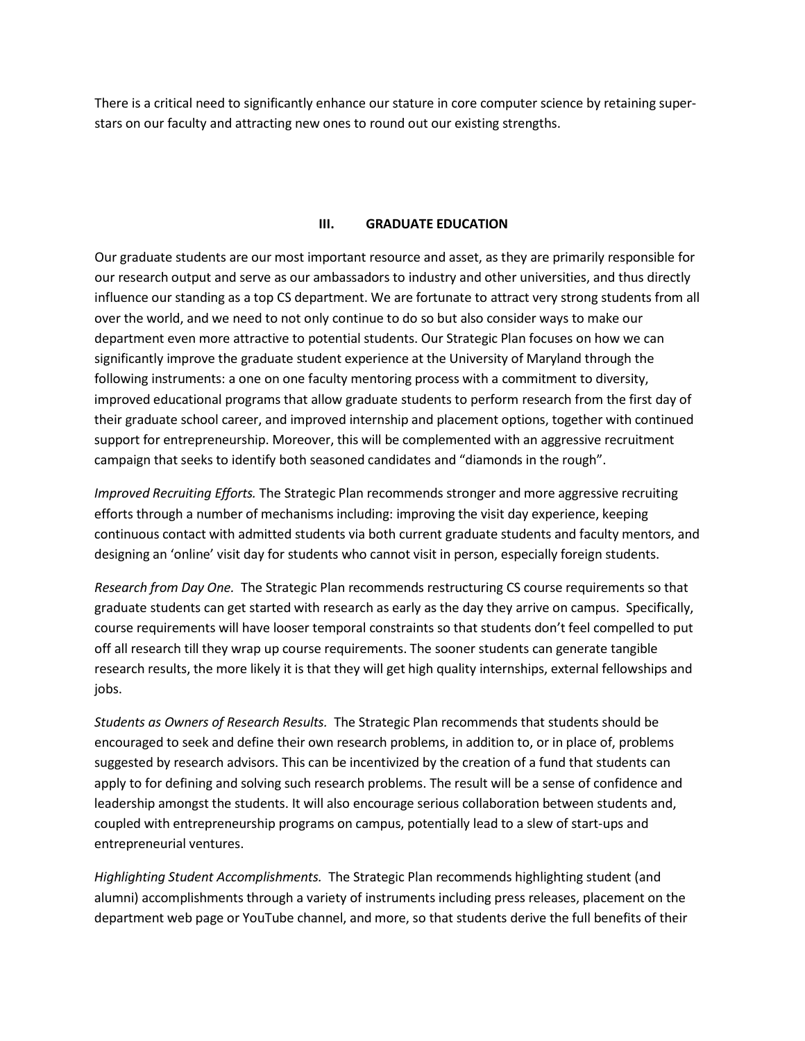There is a critical need to significantly enhance our stature in core computer science by retaining super-stars on our faculty and attracting new ones to round out our existing strengths.

## III. GRADUATE EDUCATION

Our graduate students are our most important resource and asset, as they are primarily responsible for our research output and serve as our ambassadors to industry and other universities, and thus directly influence our standing as a top CS department. We are fortunate to attract very strong students from all over the world, and we need to not only continue to do so but also consider ways to make our department even more attractive to potential students. Our Strategic Plan focuses on how we can significantly improve the graduate student experience at the University of Maryland through the following instruments: a one on one faculty mentoring process with a commitment to diversity, improved educational programs that allow graduate students to perform research from the first day of their graduate school career, and improved internship and placement options, together with continued support for entrepreneurship. Moreover, this will be complemented with an aggressive recruitment campaign that seeks to identify both seasoned candidates and "diamonds in the rough".

*Improved Recruiting Efforts.* The Strategic Plan recommends stronger and more aggressive recruiting efforts through a number of mechanisms including: improving the visit day experience, keeping continuous contact with admitted students via both current graduate students and faculty mentors, and designing an 'online' visit day for students who cannot visit in person, especially foreign students.

*Research from Day One.* The Strategic Plan recommends restructuring CS course requirements so that graduate students can get started with research as early as the day they arrive on campus. Specifically, course requirements will have looser temporal constraints so that students don't feel compelled to put off all research till they wrap up course requirements. The sooner students can generate tangible research results, the more likely it is that they will get high quality internships, external fellowships and jobs.

*Students as Owners of Research Results.* The Strategic Plan recommends that students should be encouraged to seek and define their own research problems, in addition to, or in place of, problems suggested by research advisors. This can be incentivized by the creation of a fund that students can apply to for defining and solving such research problems. The result will be a sense of confidence and leadership amongst the students. It will also encourage serious collaboration between students and, coupled with entrepreneurship programs on campus, potentially lead to a slew of start-ups and entrepreneurial ventures.

*Highlighting Student Accomplishments.* The Strategic Plan recommends highlighting student (and alumni) accomplishments through a variety of instruments including press releases, placement on the department web page or YouTube channel, and more, so that students derive the full benefits of their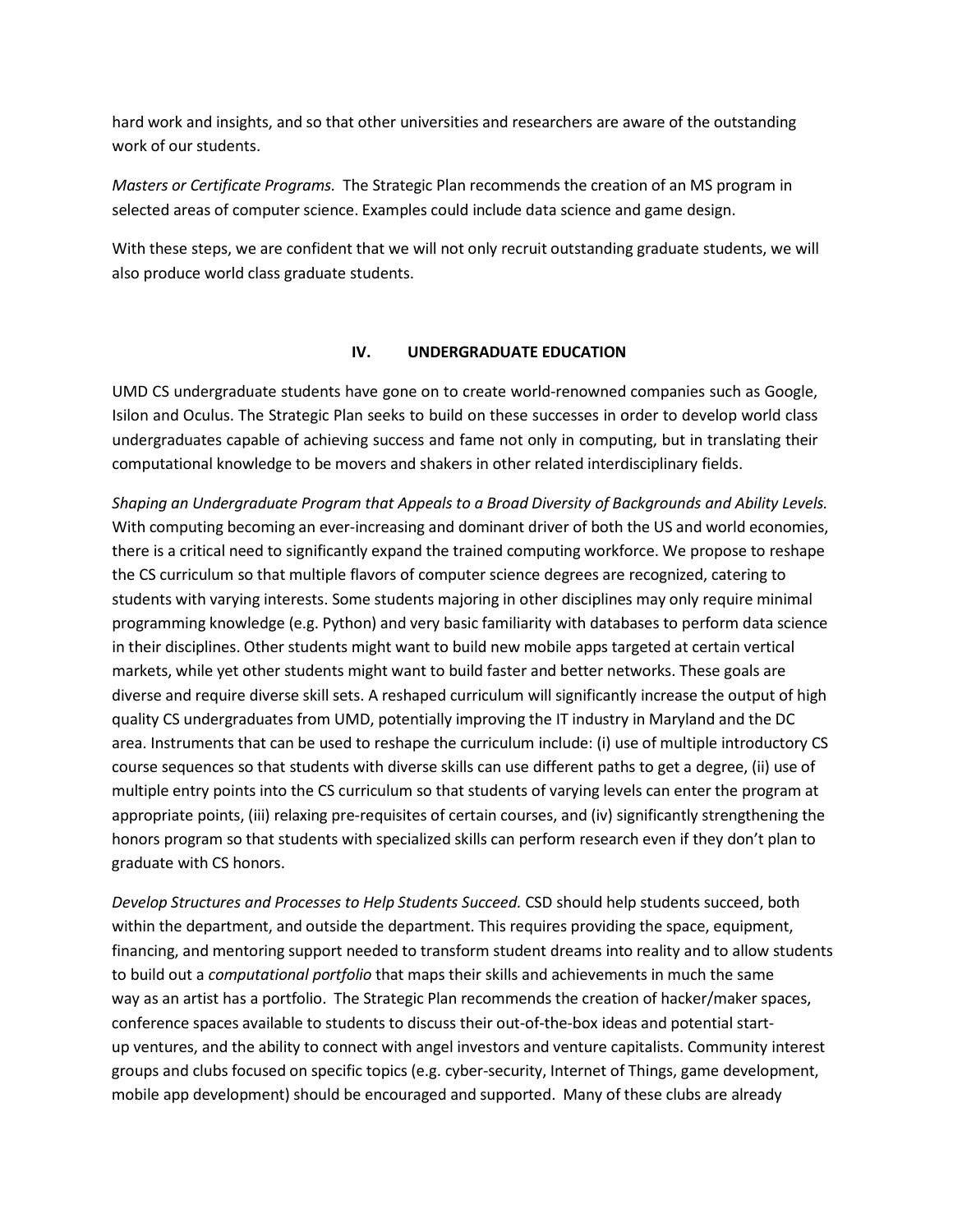hard work and insights, and so that other universities and researchers are aware of the outstanding work of our students.

*Masters or Certificate Programs.* The Strategic Plan recommends the creation of an MS program in selected areas of computer science. Examples could include data science and game design.

With these steps, we are confident that we will not only recruit outstanding graduate students, we will also produce world class graduate students.

## IV. UNDERGRADUATE EDUCATION

UMD CS undergraduate students have gone on to create world-renowned companies such as Google, Isilon and Oculus. The Strategic Plan seeks to build on these successes in order to develop world class undergraduates capable of achieving success and fame not only in computing, but in translating their computational knowledge to be movers and shakers in other related interdisciplinary fields.

*Shaping an Undergraduate Program that Appeals to a Broad Diversity of Backgrounds and Ability Levels.* With computing becoming an ever-increasing and dominant driver of both the US and world economies, there is a critical need to significantly expand the trained computing workforce. We propose to reshape the CS curriculum so that multiple flavors of computer science degrees are recognized, catering to students with varying interests. Some students majoring in other disciplines may only require minimal programming knowledge (e.g. Python) and very basic familiarity with databases to perform data science in their disciplines. Other students might want to build new mobile apps targeted at certain vertical markets, while yet other students might want to build faster and better networks. These goals are diverse and require diverse skill sets. A reshaped curriculum will significantly increase the output of high quality CS undergraduates from UMD, potentially improving the IT industry in Maryland and the DC area. Instruments that can be used to reshape the curriculum include: (i) use of multiple introductory CS course sequences so that students with diverse skills can use different paths to get a degree, (ii) use of multiple entry points into the CS curriculum so that students of varying levels can enter the program at appropriate points, (iii) relaxing pre-requisites of certain courses, and (iv) significantly strengthening the honors program so that students with specialized skills can perform research even if they don't plan to graduate with CS honors.

*Develop Structures and Processes to Help Students Succeed.* CSD should help students succeed, both within the department, and outside the department. This requires providing the space, equipment, financing, and mentoring support needed to transform student dreams into reality and to allow students to build out a *computational portfolio* that maps their skills and achievements in much the same way as an artist has a portfolio. The Strategic Plan recommends the creation of hacker/maker spaces, conference spaces available to students to discuss their out-of-the-box ideas and potential start-up ventures, and the ability to connect with angel investors and venture capitalists. Community interest groups and clubs focused on specific topics (e.g. cyber-security, Internet of Things, game development, mobile app development) should be encouraged and supported. Many of these clubs are already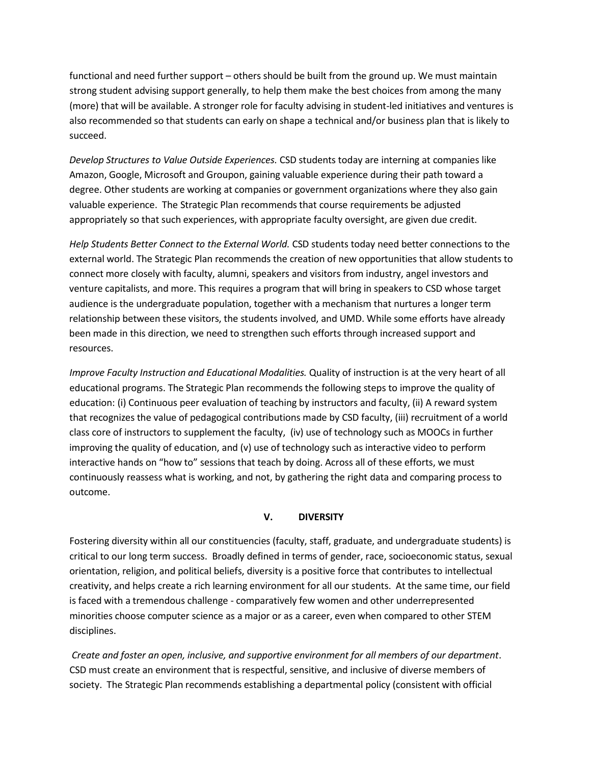functional and need further support – others should be built from the ground up. We must maintain strong student advising support generally, to help them make the best choices from among the many (more) that will be available. A stronger role for faculty advising in student-led initiatives and ventures is also recommended so that students can early on shape a technical and/or business plan that is likely to succeed.

*Develop Structures to Value Outside Experiences.* CSD students today are interning at companies like Amazon, Google, Microsoft and Groupon, gaining valuable experience during their path toward a degree. Other students are working at companies or government organizations where they also gain valuable experience. The Strategic Plan recommends that course requirements be adjusted appropriately so that such experiences, with appropriate faculty oversight, are given due credit.

*Help Students Better Connect to the External World.* CSD students today need better connections to the external world. The Strategic Plan recommends the creation of new opportunities that allow students to connect more closely with faculty, alumni, speakers and visitors from industry, angel investors and venture capitalists, and more. This requires a program that will bring in speakers to CSD whose target audience is the undergraduate population, together with a mechanism that nurtures a longer term relationship between these visitors, the students involved, and UMD. While some efforts have already been made in this direction, we need to strengthen such efforts through increased support and resources.

*Improve Faculty Instruction and Educational Modalities.* Quality of instruction is at the very heart of all educational programs. The Strategic Plan recommends the following steps to improve the quality of education: (i) Continuous peer evaluation of teaching by instructors and faculty, (ii) A reward system that recognizes the value of pedagogical contributions made by CSD faculty, (iii) recruitment of a world class core of instructors to supplement the faculty, (iv) use of technology such as MOOCs in further improving the quality of education, and (v) use of technology such as interactive video to perform interactive hands on "how to" sessions that teach by doing. Across all of these efforts, we must continuously reassess what is working, and not, by gathering the right data and comparing process to outcome.

## V. DIVERSITY

Fostering diversity within all our constituencies (faculty, staff, graduate, and undergraduate students) is critical to our long term success. Broadly defined in terms of gender, race, socioeconomic status, sexual orientation, religion, and political beliefs, diversity is a positive force that contributes to intellectual creativity, and helps create a rich learning environment for all our students. At the same time, our field is faced with a tremendous challenge - comparatively few women and other underrepresented minorities choose computer science as a major or as a career, even when compared to other STEM disciplines.

*Create and foster an open, inclusive, and supportive environment for all members of our department*. CSD must create an environment that is respectful, sensitive, and inclusive of diverse members of society. The Strategic Plan recommends establishing a departmental policy (consistent with official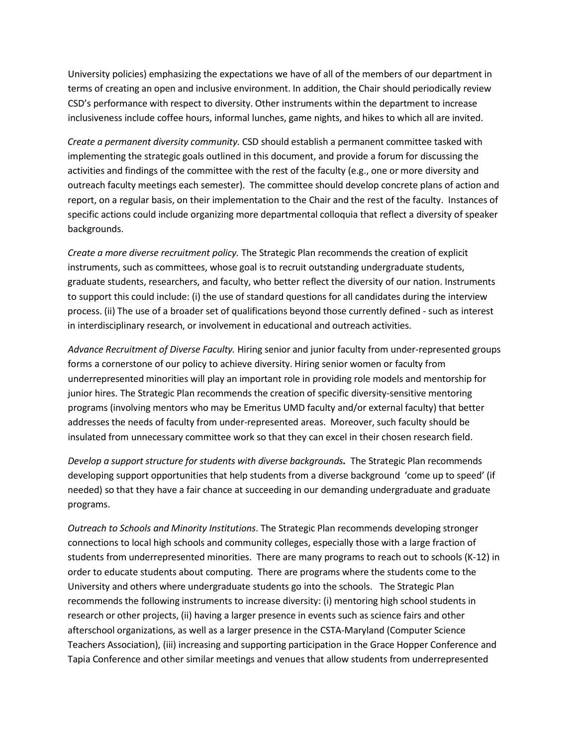University policies) emphasizing the expectations we have of all of the members of our department in terms of creating an open and inclusive environment. In addition, the Chair should periodically review CSD's performance with respect to diversity. Other instruments within the department to increase inclusiveness include coffee hours, informal lunches, game nights, and hikes to which all are invited.

*Create a permanent diversity community.* CSD should establish a permanent committee tasked with implementing the strategic goals outlined in this document, and provide a forum for discussing the activities and findings of the committee with the rest of the faculty (e.g., one or more diversity and outreach faculty meetings each semester). The committee should develop concrete plans of action and report, on a regular basis, on their implementation to the Chair and the rest of the faculty. Instances of specific actions could include organizing more departmental colloquia that reflect a diversity of speaker backgrounds.

*Create a more diverse recruitment policy.* The Strategic Plan recommends the creation of explicit instruments, such as committees, whose goal is to recruit outstanding undergraduate students, graduate students, researchers, and faculty, who better reflect the diversity of our nation. Instruments to support this could include: (i) the use of standard questions for all candidates during the interview process. (ii) The use of a broader set of qualifications beyond those currently defined - such as interest in interdisciplinary research, or involvement in educational and outreach activities.

*Advance Recruitment of Diverse Faculty.* Hiring senior and junior faculty from under-represented groups forms a cornerstone of our policy to achieve diversity. Hiring senior women or faculty from underrepresented minorities will play an important role in providing role models and mentorship for junior hires. The Strategic Plan recommends the creation of specific diversity-sensitive mentoring programs (involving mentors who may be Emeritus UMD faculty and/or external faculty) that better addresses the needs of faculty from under-represented areas. Moreover, such faculty should be insulated from unnecessary committee work so that they can excel in their chosen research field.

***Develop a support structure for students with diverse backgrounds.*** The Strategic Plan recommends developing support opportunities that help students from a diverse background 'come up to speed' (if needed) so that they have a fair chance at succeeding in our demanding undergraduate and graduate programs.

*Outreach to Schools and Minority Institutions*. The Strategic Plan recommends developing stronger connections to local high schools and community colleges, especially those with a large fraction of students from underrepresented minorities. There are many programs to reach out to schools (K-12) in order to educate students about computing. There are programs where the students come to the University and others where undergraduate students go into the schools. The Strategic Plan recommends the following instruments to increase diversity: (i) mentoring high school students in research or other projects, (ii) having a larger presence in events such as science fairs and other afterschool organizations, as well as a larger presence in the CSTA-Maryland (Computer Science Teachers Association), (iii) increasing and supporting participation in the Grace Hopper Conference and Tapia Conference and other similar meetings and venues that allow students from underrepresented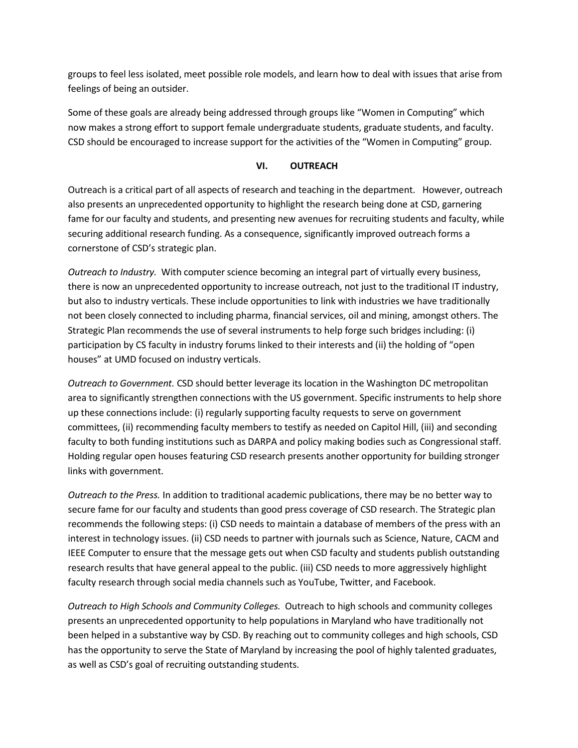groups to feel less isolated, meet possible role models, and learn how to deal with issues that arise from feelings of being an outsider.

Some of these goals are already being addressed through groups like "Women in Computing" which now makes a strong effort to support female undergraduate students, graduate students, and faculty. CSD should be encouraged to increase support for the activities of the "Women in Computing" group.

## VI. OUTREACH

Outreach is a critical part of all aspects of research and teaching in the department. However, outreach also presents an unprecedented opportunity to highlight the research being done at CSD, garnering fame for our faculty and students, and presenting new avenues for recruiting students and faculty, while securing additional research funding. As a consequence, significantly improved outreach forms a cornerstone of CSD's strategic plan.

*Outreach to Industry.* With computer science becoming an integral part of virtually every business, there is now an unprecedented opportunity to increase outreach, not just to the traditional IT industry, but also to industry verticals. These include opportunities to link with industries we have traditionally not been closely connected to including pharma, financial services, oil and mining, amongst others. The Strategic Plan recommends the use of several instruments to help forge such bridges including: (i) participation by CS faculty in industry forums linked to their interests and (ii) the holding of "open houses" at UMD focused on industry verticals.

*Outreach to Government.* CSD should better leverage its location in the Washington DC metropolitan area to significantly strengthen connections with the US government. Specific instruments to help shore up these connections include: (i) regularly supporting faculty requests to serve on government committees, (ii) recommending faculty members to testify as needed on Capitol Hill, (iii) and seconding faculty to both funding institutions such as DARPA and policy making bodies such as Congressional staff. Holding regular open houses featuring CSD research presents another opportunity for building stronger links with government.

*Outreach to the Press.* In addition to traditional academic publications, there may be no better way to secure fame for our faculty and students than good press coverage of CSD research. The Strategic plan recommends the following steps: (i) CSD needs to maintain a database of members of the press with an interest in technology issues. (ii) CSD needs to partner with journals such as Science, Nature, CACM and IEEE Computer to ensure that the message gets out when CSD faculty and students publish outstanding research results that have general appeal to the public. (iii) CSD needs to more aggressively highlight faculty research through social media channels such as YouTube, Twitter, and Facebook.

*Outreach to High Schools and Community Colleges.* Outreach to high schools and community colleges presents an unprecedented opportunity to help populations in Maryland who have traditionally not been helped in a substantive way by CSD. By reaching out to community colleges and high schools, CSD has the opportunity to serve the State of Maryland by increasing the pool of highly talented graduates, as well as CSD's goal of recruiting outstanding students.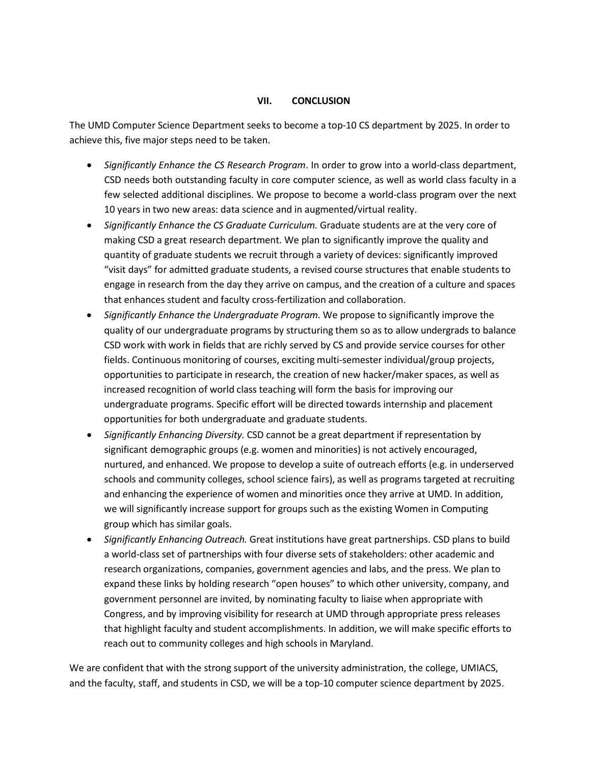## VII. CONCLUSION

The UMD Computer Science Department seeks to become a top-10 CS department by 2025. In order to achieve this, five major steps need to be taken.

- *Significantly Enhance the CS Research Program*. In order to grow into a world-class department, CSD needs both outstanding faculty in core computer science, as well as world class faculty in a few selected additional disciplines. We propose to become a world-class program over the next 10 years in two new areas: data science and in augmented/virtual reality.
- *Significantly Enhance the CS Graduate Curriculum.* Graduate students are at the very core of making CSD a great research department. We plan to significantly improve the quality and quantity of graduate students we recruit through a variety of devices: significantly improved "visit days" for admitted graduate students, a revised course structures that enable students to engage in research from the day they arrive on campus, and the creation of a culture and spaces that enhances student and faculty cross-fertilization and collaboration.
- *Significantly Enhance the Undergraduate Program.* We propose to significantly improve the quality of our undergraduate programs by structuring them so as to allow undergrads to balance CSD work with work in fields that are richly served by CS and provide service courses for other fields. Continuous monitoring of courses, exciting multi-semester individual/group projects, opportunities to participate in research, the creation of new hacker/maker spaces, as well as increased recognition of world class teaching will form the basis for improving our undergraduate programs. Specific effort will be directed towards internship and placement opportunities for both undergraduate and graduate students.
- *Significantly Enhancing Diversity.* CSD cannot be a great department if representation by significant demographic groups (e.g. women and minorities) is not actively encouraged, nurtured, and enhanced. We propose to develop a suite of outreach efforts (e.g. in underserved schools and community colleges, school science fairs), as well as programs targeted at recruiting and enhancing the experience of women and minorities once they arrive at UMD. In addition, we will significantly increase support for groups such as the existing Women in Computing group which has similar goals.
- *Significantly Enhancing Outreach.* Great institutions have great partnerships. CSD plans to build a world-class set of partnerships with four diverse sets of stakeholders: other academic and research organizations, companies, government agencies and labs, and the press. We plan to expand these links by holding research "open houses" to which other university, company, and government personnel are invited, by nominating faculty to liaise when appropriate with Congress, and by improving visibility for research at UMD through appropriate press releases that highlight faculty and student accomplishments. In addition, we will make specific efforts to reach out to community colleges and high schools in Maryland.

We are confident that with the strong support of the university administration, the college, UMIACS, and the faculty, staff, and students in CSD, we will be a top-10 computer science department by 2025.